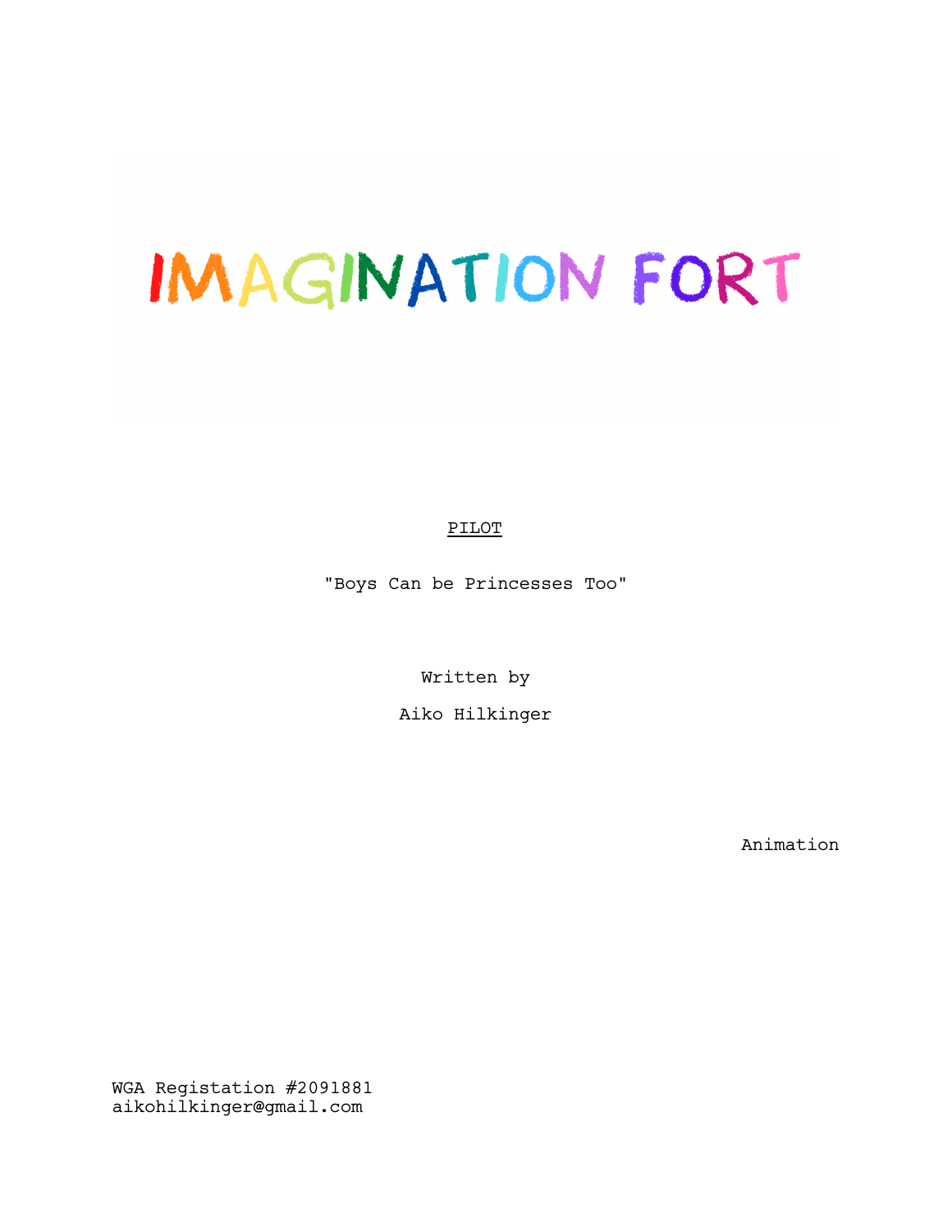# IMAGINATION FORT

PILOT

"Boys Can be Princesses Too"

Written by

Aiko Hilkinger

Animation

WGA Registation #2091881
aikohilkinger@gmail.com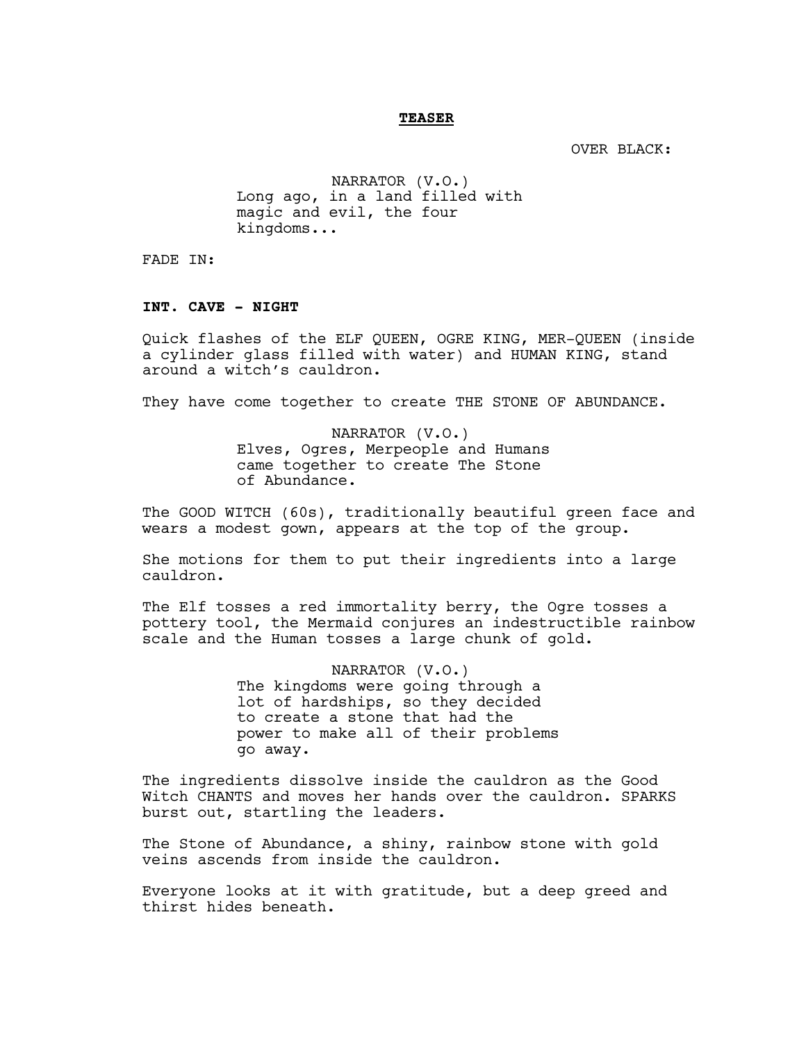**TEASER**

OVER BLACK:

NARRATOR (V.O.)
Long ago, in a land filled with magic and evil, the four kingdoms...

FADE IN:

**INT. CAVE - NIGHT**

Quick flashes of the ELF QUEEN, OGRE KING, MER-QUEEN (inside a cylinder glass filled with water) and HUMAN KING, stand around a witch's cauldron.

They have come together to create THE STONE OF ABUNDANCE.

NARRATOR (V.O.)
Elves, Ogres, Merpeople and Humans came together to create The Stone of Abundance.

The GOOD WITCH (60s), traditionally beautiful green face and wears a modest gown, appears at the top of the group.

She motions for them to put their ingredients into a large cauldron.

The Elf tosses a red immortality berry, the Ogre tosses a pottery tool, the Mermaid conjures an indestructible rainbow scale and the Human tosses a large chunk of gold.

NARRATOR (V.O.)
The kingdoms were going through a lot of hardships, so they decided to create a stone that had the power to make all of their problems go away.

The ingredients dissolve inside the cauldron as the Good Witch CHANTS and moves her hands over the cauldron. SPARKS burst out, startling the leaders.

The Stone of Abundance, a shiny, rainbow stone with gold veins ascends from inside the cauldron.

Everyone looks at it with gratitude, but a deep greed and thirst hides beneath.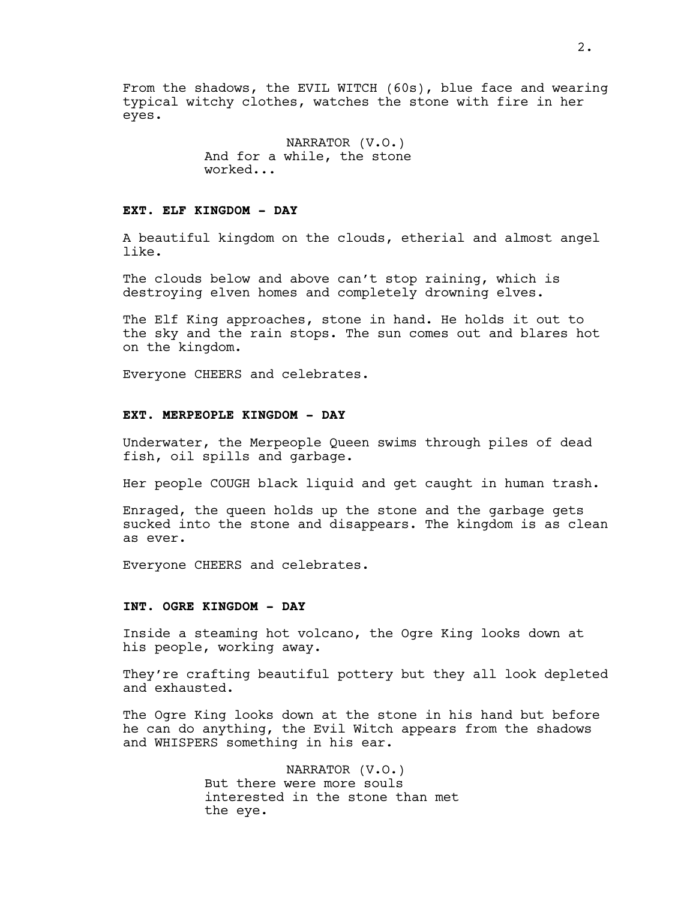From the shadows, the EVIL WITCH (60s), blue face and wearing typical witchy clothes, watches the stone with fire in her eyes.

NARRATOR (V.O.)
And for a while, the stone worked...

**EXT. ELF KINGDOM - DAY**

A beautiful kingdom on the clouds, etherial and almost angel like.

The clouds below and above can't stop raining, which is destroying elven homes and completely drowning elves.

The Elf King approaches, stone in hand. He holds it out to the sky and the rain stops. The sun comes out and blares hot on the kingdom.

Everyone CHEERS and celebrates.

**EXT. MERPEOPLE KINGDOM - DAY**

Underwater, the Merpeople Queen swims through piles of dead fish, oil spills and garbage.

Her people COUGH black liquid and get caught in human trash.

Enraged, the queen holds up the stone and the garbage gets sucked into the stone and disappears. The kingdom is as clean as ever.

Everyone CHEERS and celebrates.

**INT. OGRE KINGDOM - DAY**

Inside a steaming hot volcano, the Ogre King looks down at his people, working away.

They're crafting beautiful pottery but they all look depleted and exhausted.

The Ogre King looks down at the stone in his hand but before he can do anything, the Evil Witch appears from the shadows and WHISPERS something in his ear.

NARRATOR (V.O.)
But there were more souls interested in the stone than met the eye.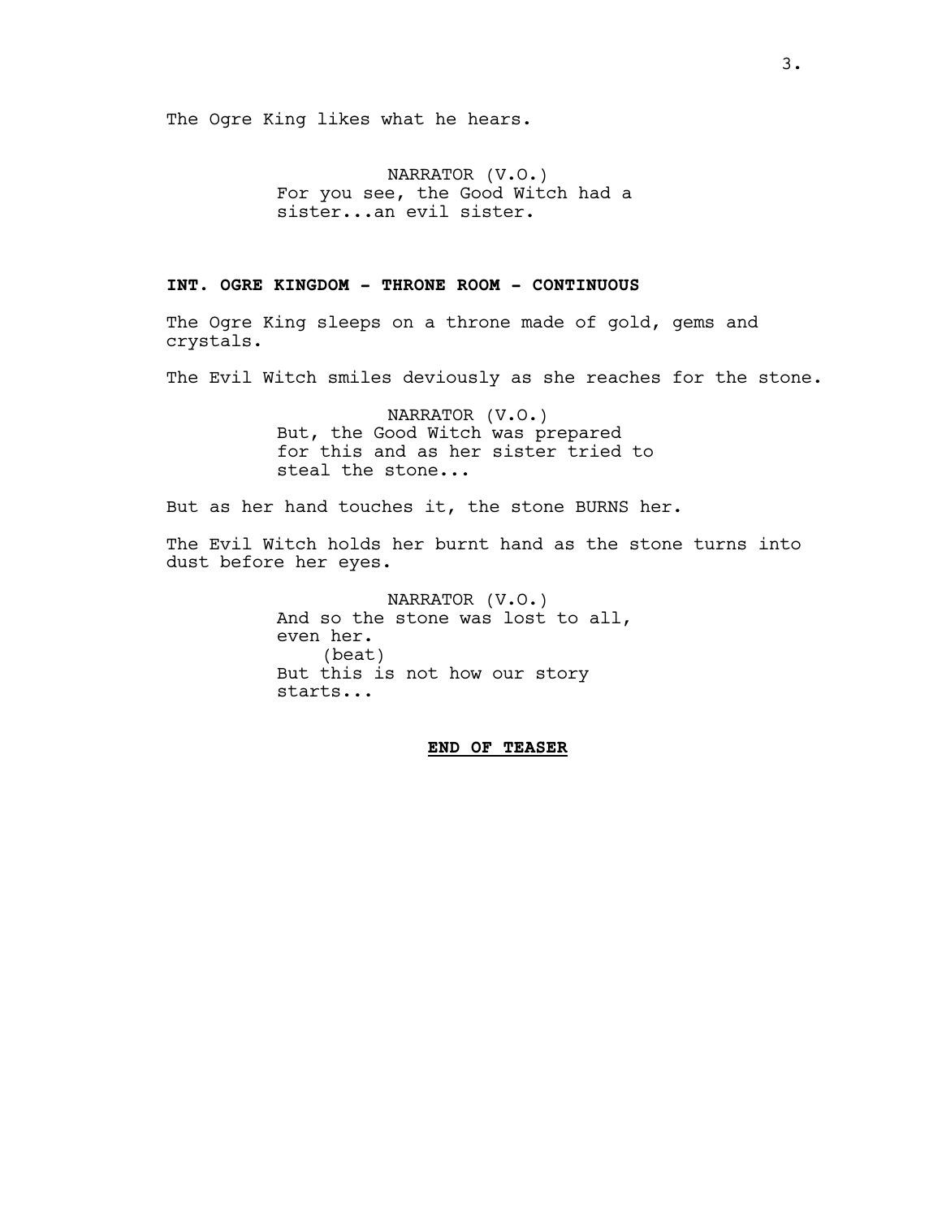The Ogre King likes what he hears.

NARRATOR (V.O.)
For you see, the Good Witch had a sister...an evil sister.

**INT. OGRE KINGDOM - THRONE ROOM - CONTINUOUS**

The Ogre King sleeps on a throne made of gold, gems and crystals.

The Evil Witch smiles deviously as she reaches for the stone.

NARRATOR (V.O.)
But, the Good Witch was prepared for this and as her sister tried to steal the stone...

But as her hand touches it, the stone BURNS her.

The Evil Witch holds her burnt hand as the stone turns into dust before her eyes.

NARRATOR (V.O.)
And so the stone was lost to all, even her.
(beat)
But this is not how our story starts...

**END OF TEASER**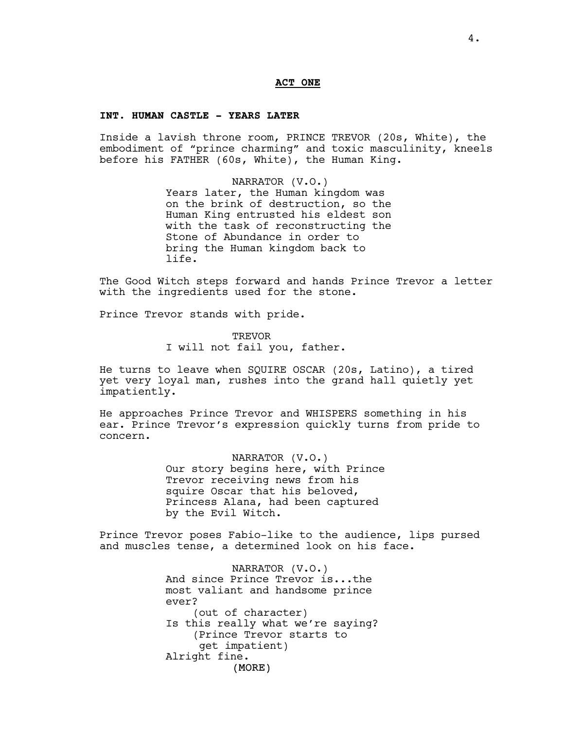**ACT ONE**

**INT. HUMAN CASTLE - YEARS LATER**

Inside a lavish throne room, PRINCE TREVOR (20s, White), the embodiment of "prince charming" and toxic masculinity, kneels before his FATHER (60s, White), the Human King.

NARRATOR (V.O.)
Years later, the Human kingdom was on the brink of destruction, so the Human King entrusted his eldest son with the task of reconstructing the Stone of Abundance in order to bring the Human kingdom back to life.

The Good Witch steps forward and hands Prince Trevor a letter with the ingredients used for the stone.

Prince Trevor stands with pride.

TREVOR
I will not fail you, father.

He turns to leave when SQUIRE OSCAR (20s, Latino), a tired yet very loyal man, rushes into the grand hall quietly yet impatiently.

He approaches Prince Trevor and WHISPERS something in his ear. Prince Trevor's expression quickly turns from pride to concern.

NARRATOR (V.O.)
Our story begins here, with Prince Trevor receiving news from his squire Oscar that his beloved, Princess Alana, had been captured by the Evil Witch.

Prince Trevor poses Fabio-like to the audience, lips pursed and muscles tense, a determined look on his face.

NARRATOR (V.O.)
And since Prince Trevor is...the most valiant and handsome prince ever?
(out of character)
Is this really what we're saying?
(Prince Trevor starts to get impatient)
Alright fine.
(MORE)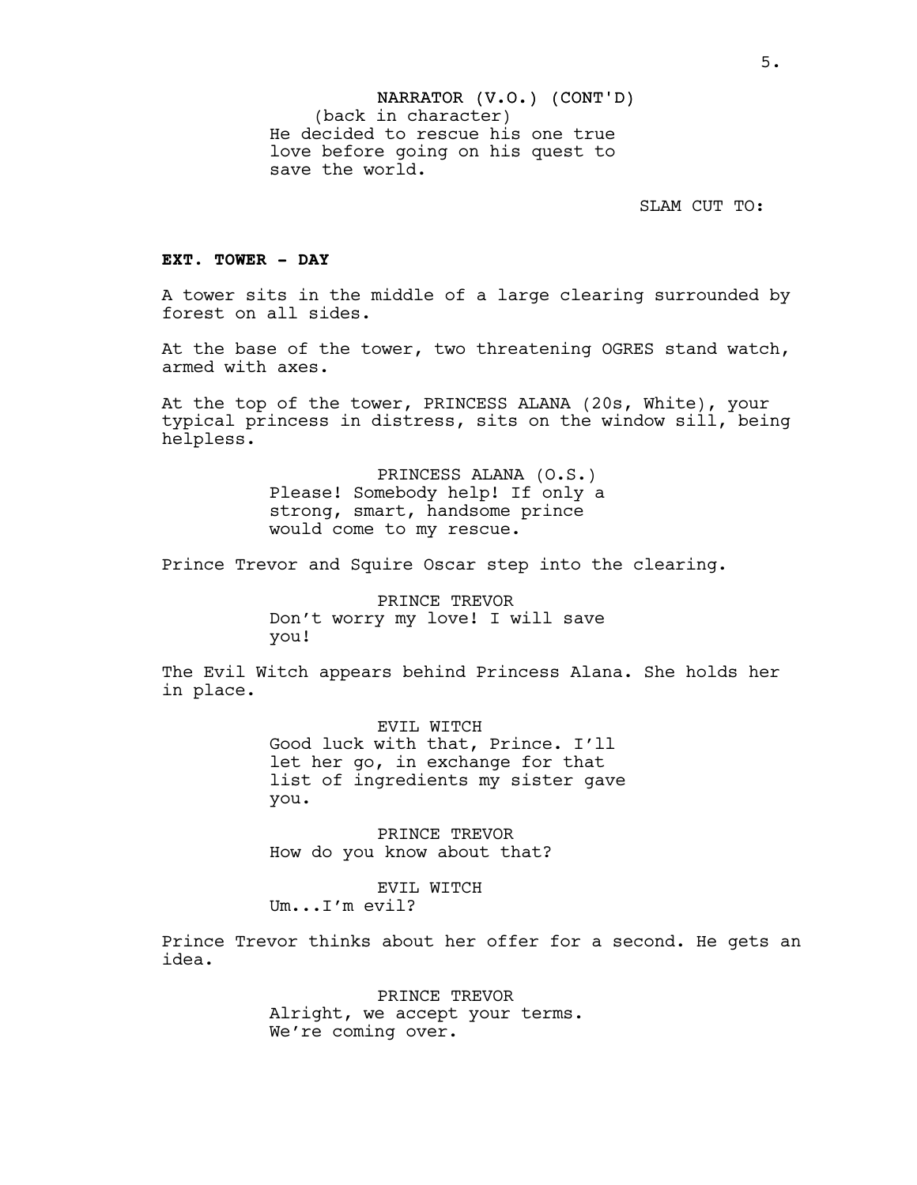NARRATOR (V.O.) (CONT'D)
(back in character)
He decided to rescue his one true love before going on his quest to save the world.

SLAM CUT TO:

**EXT. TOWER - DAY**

A tower sits in the middle of a large clearing surrounded by forest on all sides.

At the base of the tower, two threatening OGRES stand watch, armed with axes.

At the top of the tower, PRINCESS ALANA (20s, White), your typical princess in distress, sits on the window sill, being helpless.

PRINCESS ALANA (O.S.)
Please! Somebody help! If only a strong, smart, handsome prince would come to my rescue.

Prince Trevor and Squire Oscar step into the clearing.

PRINCE TREVOR
Don't worry my love! I will save you!

The Evil Witch appears behind Princess Alana. She holds her in place.

EVIL WITCH
Good luck with that, Prince. I'll let her go, in exchange for that list of ingredients my sister gave you.

PRINCE TREVOR
How do you know about that?

EVIL WITCH
Um...I'm evil?

Prince Trevor thinks about her offer for a second. He gets an idea.

PRINCE TREVOR
Alright, we accept your terms. We're coming over.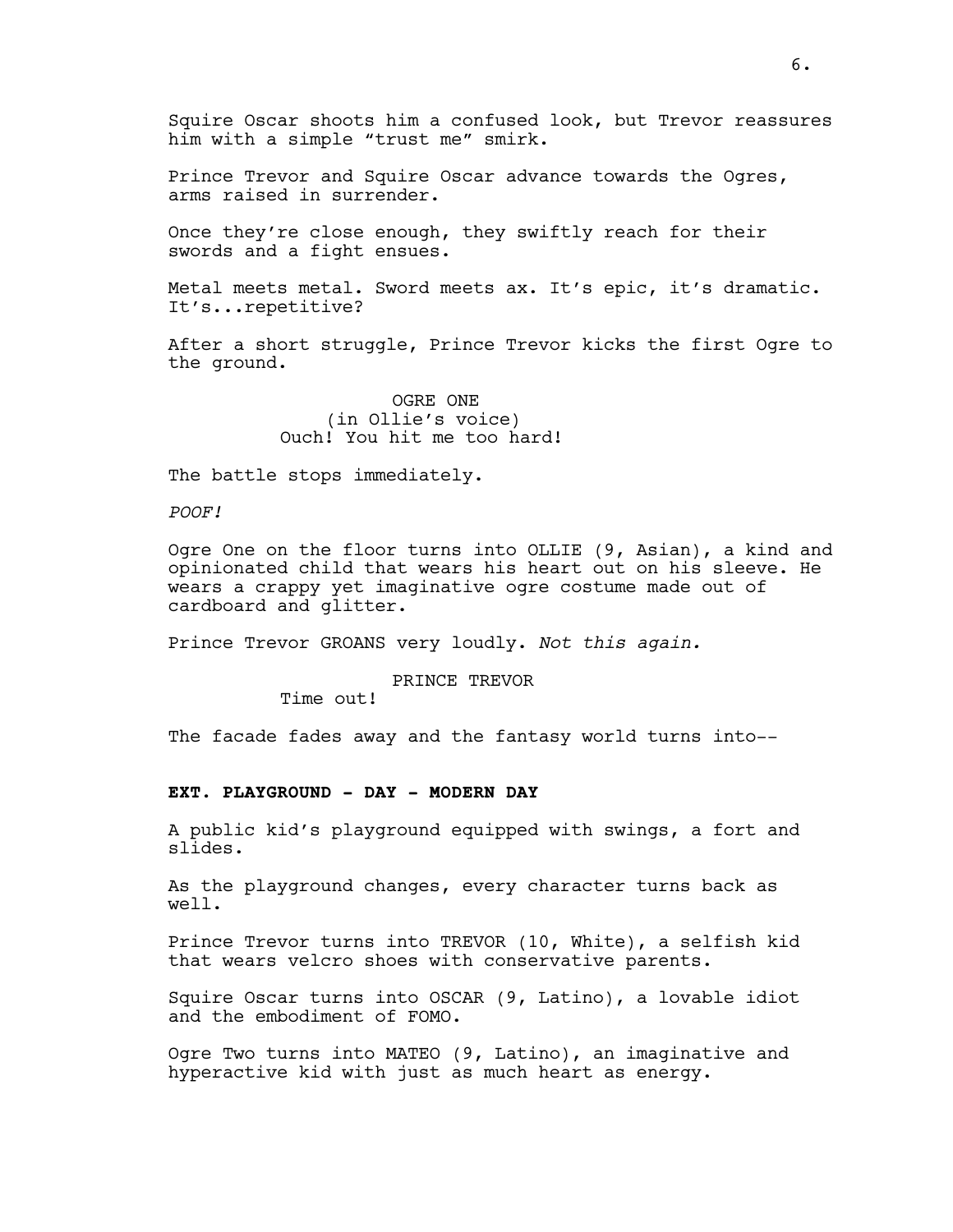Squire Oscar shoots him a confused look, but Trevor reassures him with a simple "trust me" smirk.

Prince Trevor and Squire Oscar advance towards the Ogres, arms raised in surrender.

Once they're close enough, they swiftly reach for their swords and a fight ensues.

Metal meets metal. Sword meets ax. It's epic, it's dramatic. It's...repetitive?

After a short struggle, Prince Trevor kicks the first Ogre to the ground.

OGRE ONE
(in Ollie's voice)
Ouch! You hit me too hard!

The battle stops immediately.

*POOF!*

Ogre One on the floor turns into OLLIE (9, Asian), a kind and opinionated child that wears his heart out on his sleeve. He wears a crappy yet imaginative ogre costume made out of cardboard and glitter.

Prince Trevor GROANS very loudly. *Not this again.*

PRINCE TREVOR
Time out!

The facade fades away and the fantasy world turns into--

**EXT. PLAYGROUND - DAY - MODERN DAY**

A public kid's playground equipped with swings, a fort and slides.

As the playground changes, every character turns back as well.

Prince Trevor turns into TREVOR (10, White), a selfish kid that wears velcro shoes with conservative parents.

Squire Oscar turns into OSCAR (9, Latino), a lovable idiot and the embodiment of FOMO.

Ogre Two turns into MATEO (9, Latino), an imaginative and hyperactive kid with just as much heart as energy.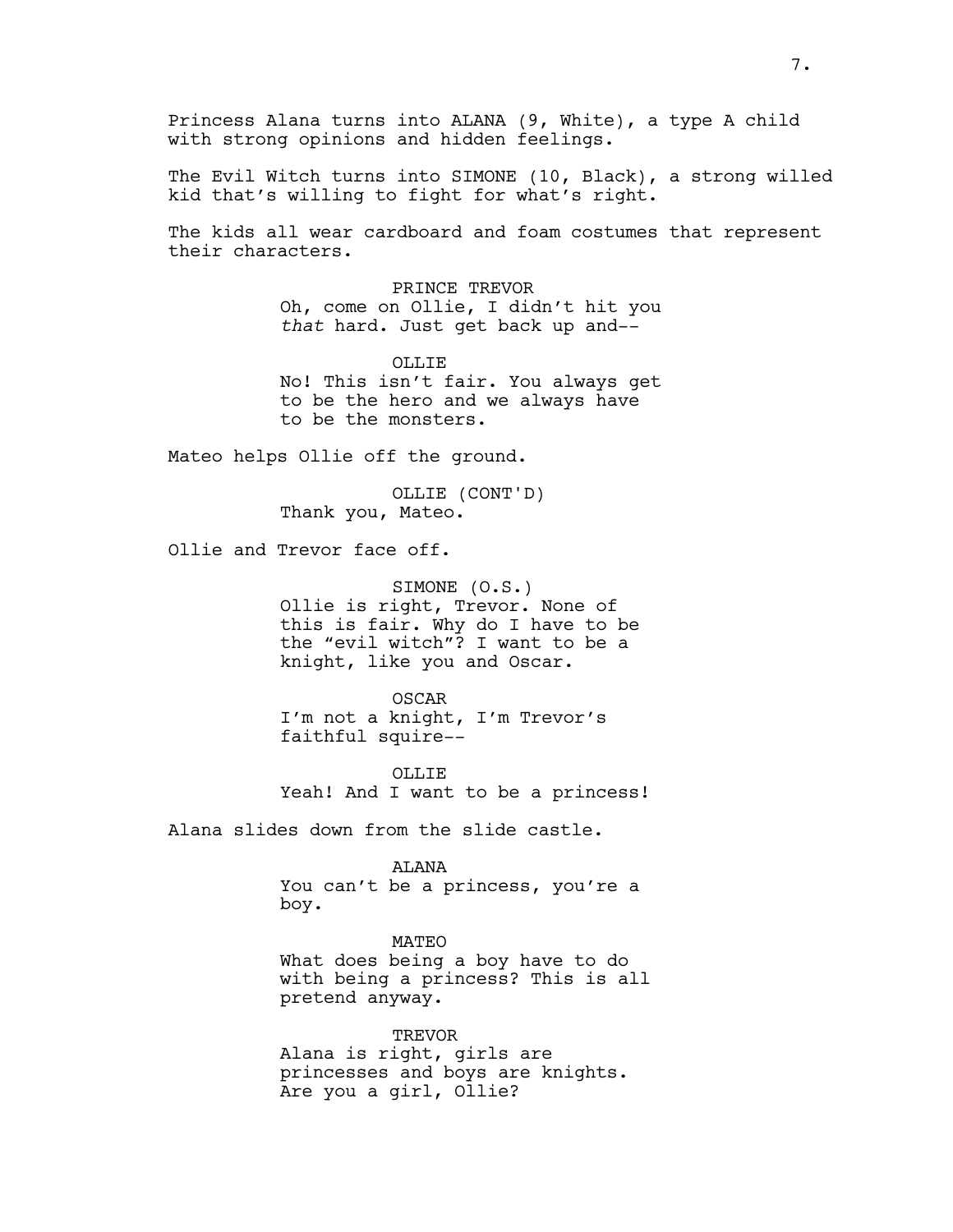Princess Alana turns into ALANA (9, White), a type A child with strong opinions and hidden feelings.

The Evil Witch turns into SIMONE (10, Black), a strong willed kid that's willing to fight for what's right.

The kids all wear cardboard and foam costumes that represent their characters.

PRINCE TREVOR
Oh, come on Ollie, I didn't hit you *that* hard. Just get back up and--

OLLIE
No! This isn't fair. You always get to be the hero and we always have to be the monsters.

Mateo helps Ollie off the ground.

OLLIE (CONT'D)
Thank you, Mateo.

Ollie and Trevor face off.

SIMONE (O.S.)
Ollie is right, Trevor. None of this is fair. Why do I have to be the "evil witch"? I want to be a knight, like you and Oscar.

OSCAR
I'm not a knight, I'm Trevor's faithful squire--

OLLIE
Yeah! And I want to be a princess!

Alana slides down from the slide castle.

ALANA
You can't be a princess, you're a boy.

MATEO
What does being a boy have to do with being a princess? This is all pretend anyway.

TREVOR
Alana is right, girls are princesses and boys are knights. Are you a girl, Ollie?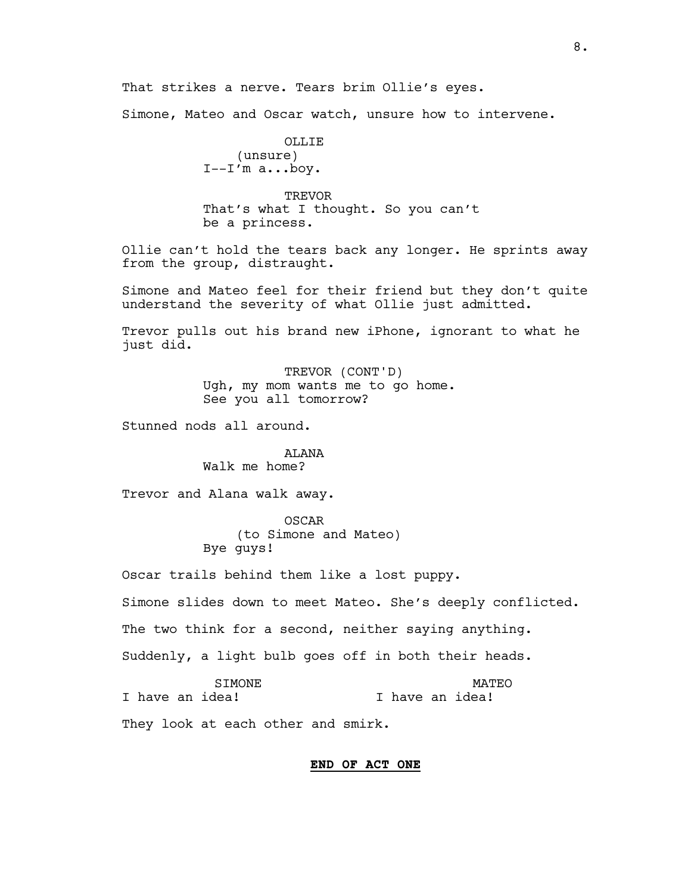That strikes a nerve. Tears brim Ollie's eyes.

Simone, Mateo and Oscar watch, unsure how to intervene.

OLLIE
(unsure)
I--I'm a...boy.

TREVOR
That's what I thought. So you can't be a princess.

Ollie can't hold the tears back any longer. He sprints away from the group, distraught.

Simone and Mateo feel for their friend but they don't quite understand the severity of what Ollie just admitted.

Trevor pulls out his brand new iPhone, ignorant to what he just did.

TREVOR (CONT'D)
Ugh, my mom wants me to go home. See you all tomorrow?

Stunned nods all around.

ALANA
Walk me home?

Trevor and Alana walk away.

OSCAR
(to Simone and Mateo)
Bye guys!

Oscar trails behind them like a lost puppy.

Simone slides down to meet Mateo. She's deeply conflicted.

The two think for a second, neither saying anything.

Suddenly, a light bulb goes off in both their heads.

SIMONE
I have an idea!

MATEO
I have an idea!

They look at each other and smirk.

**END OF ACT ONE**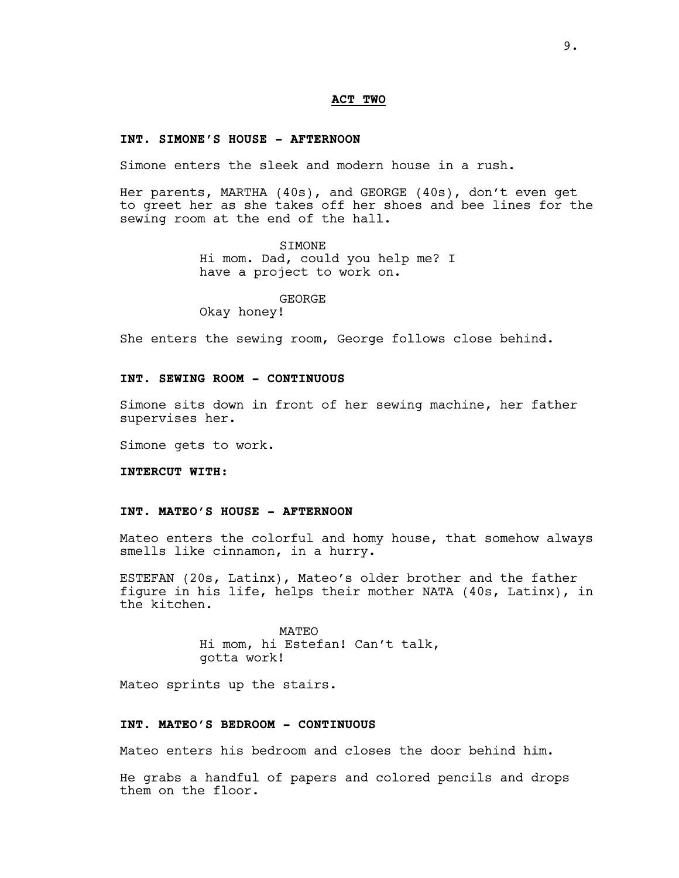**ACT TWO**

**INT. SIMONE'S HOUSE - AFTERNOON**

Simone enters the sleek and modern house in a rush.

Her parents, MARTHA (40s), and GEORGE (40s), don't even get to greet her as she takes off her shoes and bee lines for the sewing room at the end of the hall.

SIMONE
Hi mom. Dad, could you help me? I have a project to work on.

GEORGE
Okay honey!

She enters the sewing room, George follows close behind.

**INT. SEWING ROOM - CONTINUOUS**

Simone sits down in front of her sewing machine, her father supervises her.

Simone gets to work.

**INTERCUT WITH:**

**INT. MATEO'S HOUSE - AFTERNOON**

Mateo enters the colorful and homy house, that somehow always smells like cinnamon, in a hurry.

ESTEFAN (20s, Latinx), Mateo's older brother and the father figure in his life, helps their mother NATA (40s, Latinx), in the kitchen.

MATEO
Hi mom, hi Estefan! Can't talk, gotta work!

Mateo sprints up the stairs.

**INT. MATEO'S BEDROOM - CONTINUOUS**

Mateo enters his bedroom and closes the door behind him.

He grabs a handful of papers and colored pencils and drops them on the floor.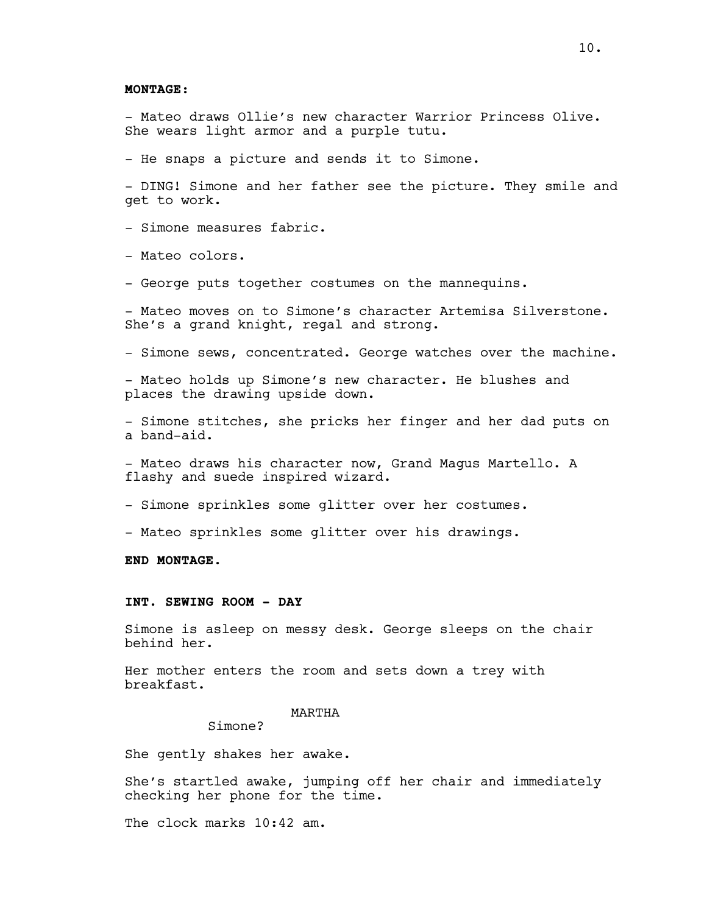**MONTAGE:**

- Mateo draws Ollie's new character Warrior Princess Olive. She wears light armor and a purple tutu.

- He snaps a picture and sends it to Simone.

- DING! Simone and her father see the picture. They smile and get to work.

- Simone measures fabric.

- Mateo colors.

- George puts together costumes on the mannequins.

- Mateo moves on to Simone's character Artemisa Silverstone. She's a grand knight, regal and strong.

- Simone sews, concentrated. George watches over the machine.

- Mateo holds up Simone's new character. He blushes and places the drawing upside down.

- Simone stitches, she pricks her finger and her dad puts on a band-aid.

- Mateo draws his character now, Grand Magus Martello. A flashy and suede inspired wizard.

- Simone sprinkles some glitter over her costumes.

- Mateo sprinkles some glitter over his drawings.

**END MONTAGE.**

**INT. SEWING ROOM - DAY**

Simone is asleep on messy desk. George sleeps on the chair behind her.

Her mother enters the room and sets down a trey with breakfast.

MARTHA

Simone?

She gently shakes her awake.

She's startled awake, jumping off her chair and immediately checking her phone for the time.

The clock marks 10:42 am.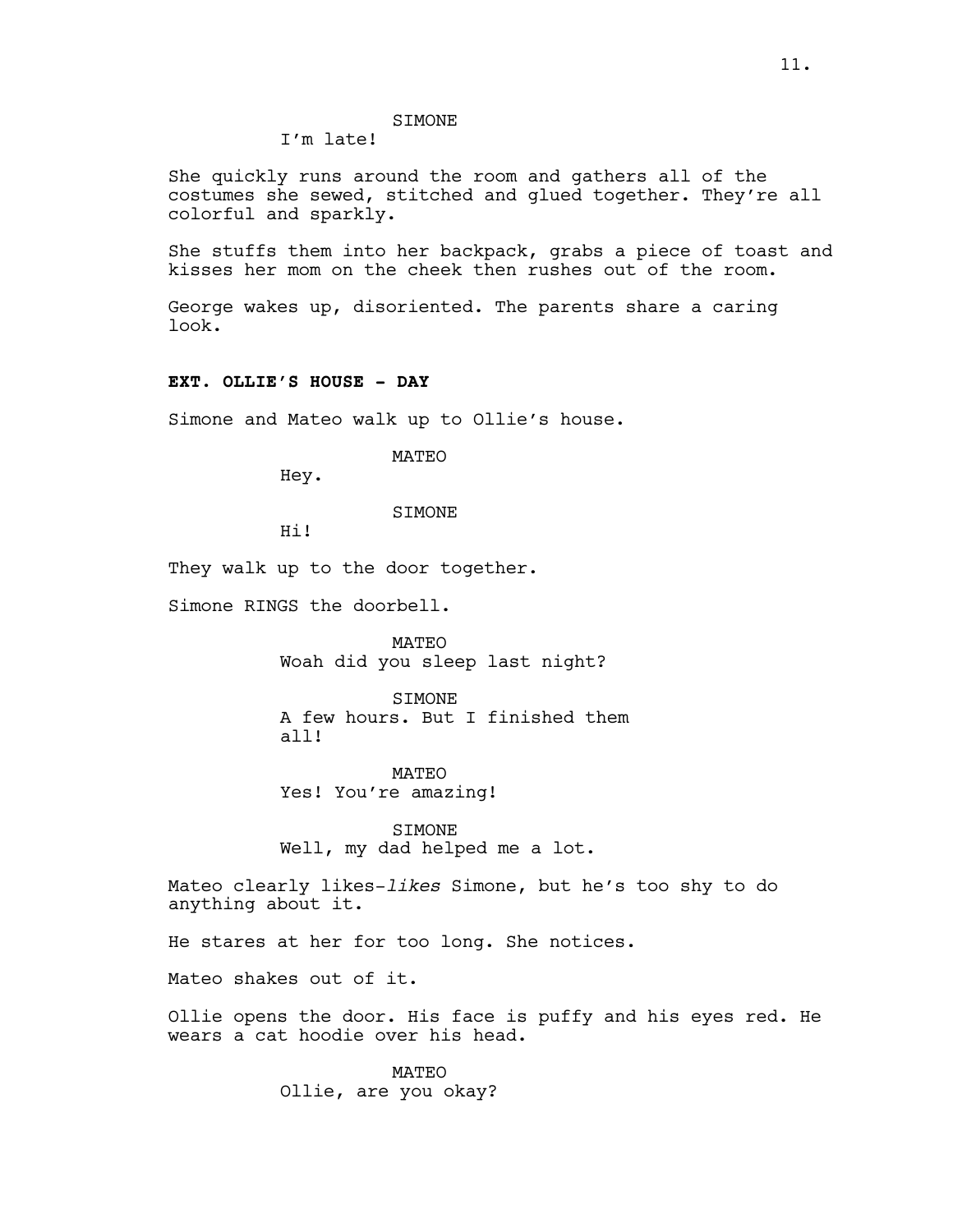SIMONE

I'm late!

She quickly runs around the room and gathers all of the costumes she sewed, stitched and glued together. They're all colorful and sparkly.

She stuffs them into her backpack, grabs a piece of toast and kisses her mom on the cheek then rushes out of the room.

George wakes up, disoriented. The parents share a caring look.

**EXT. OLLIE'S HOUSE - DAY**

Simone and Mateo walk up to Ollie's house.

MATEO

Hey.

SIMONE

Hi!

They walk up to the door together.

Simone RINGS the doorbell.

MATEO

Woah did you sleep last night?

SIMONE

A few hours. But I finished them all!

MATEO

Yes! You're amazing!

SIMONE

Well, my dad helped me a lot.

Mateo clearly likes-*likes* Simone, but he's too shy to do anything about it.

He stares at her for too long. She notices.

Mateo shakes out of it.

Ollie opens the door. His face is puffy and his eyes red. He wears a cat hoodie over his head.

MATEO

Ollie, are you okay?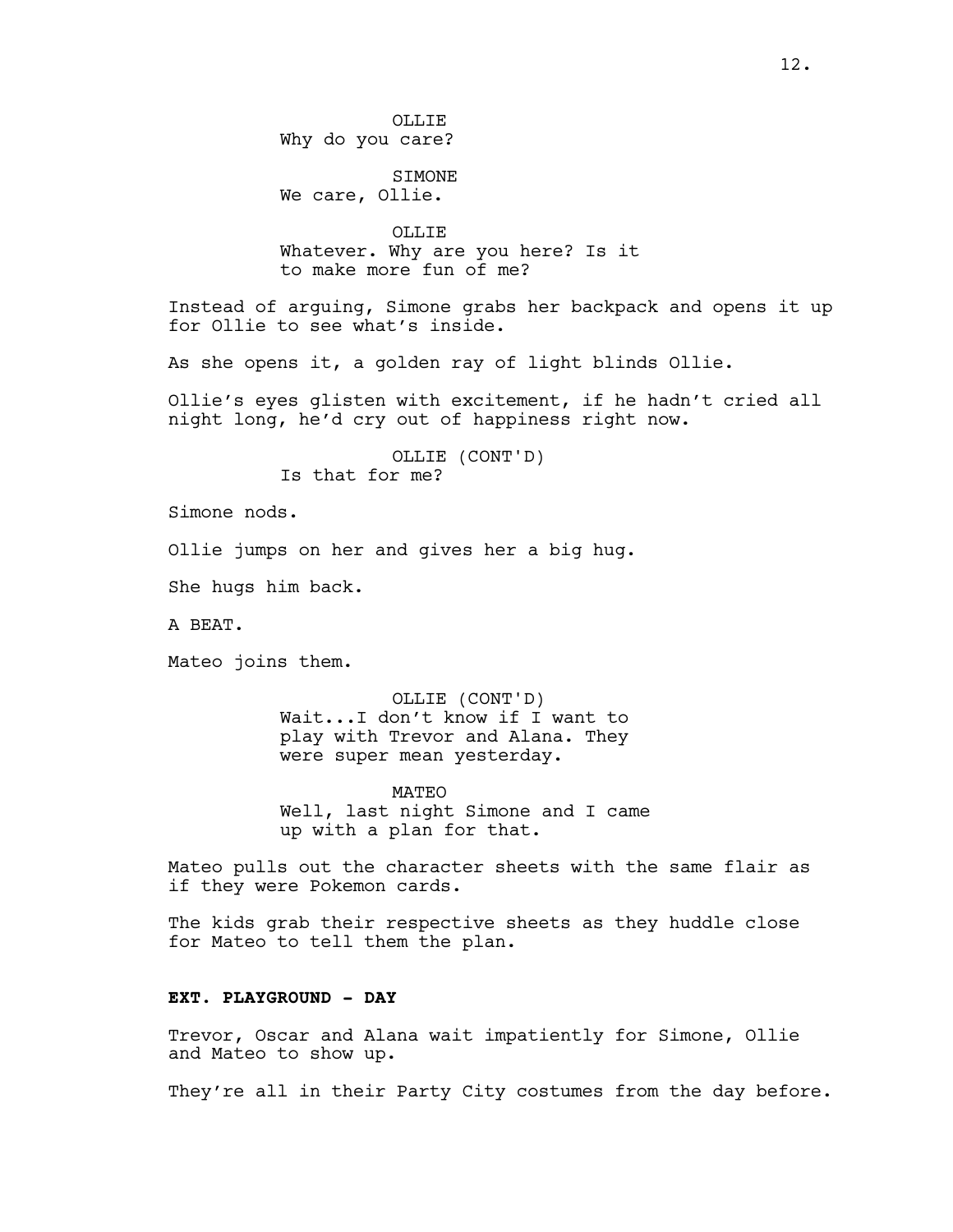OLLIE
Why do you care?

SIMONE
We care, Ollie.

OLLIE
Whatever. Why are you here? Is it to make more fun of me?

Instead of arguing, Simone grabs her backpack and opens it up for Ollie to see what's inside.

As she opens it, a golden ray of light blinds Ollie.

Ollie's eyes glisten with excitement, if he hadn't cried all night long, he'd cry out of happiness right now.

OLLIE (CONT'D)
Is that for me?

Simone nods.

Ollie jumps on her and gives her a big hug.

She hugs him back.

A BEAT.

Mateo joins them.

OLLIE (CONT'D)
Wait...I don't know if I want to play with Trevor and Alana. They were super mean yesterday.

MATEO
Well, last night Simone and I came up with a plan for that.

Mateo pulls out the character sheets with the same flair as if they were Pokemon cards.

The kids grab their respective sheets as they huddle close for Mateo to tell them the plan.

**EXT. PLAYGROUND - DAY**

Trevor, Oscar and Alana wait impatiently for Simone, Ollie and Mateo to show up.

They're all in their Party City costumes from the day before.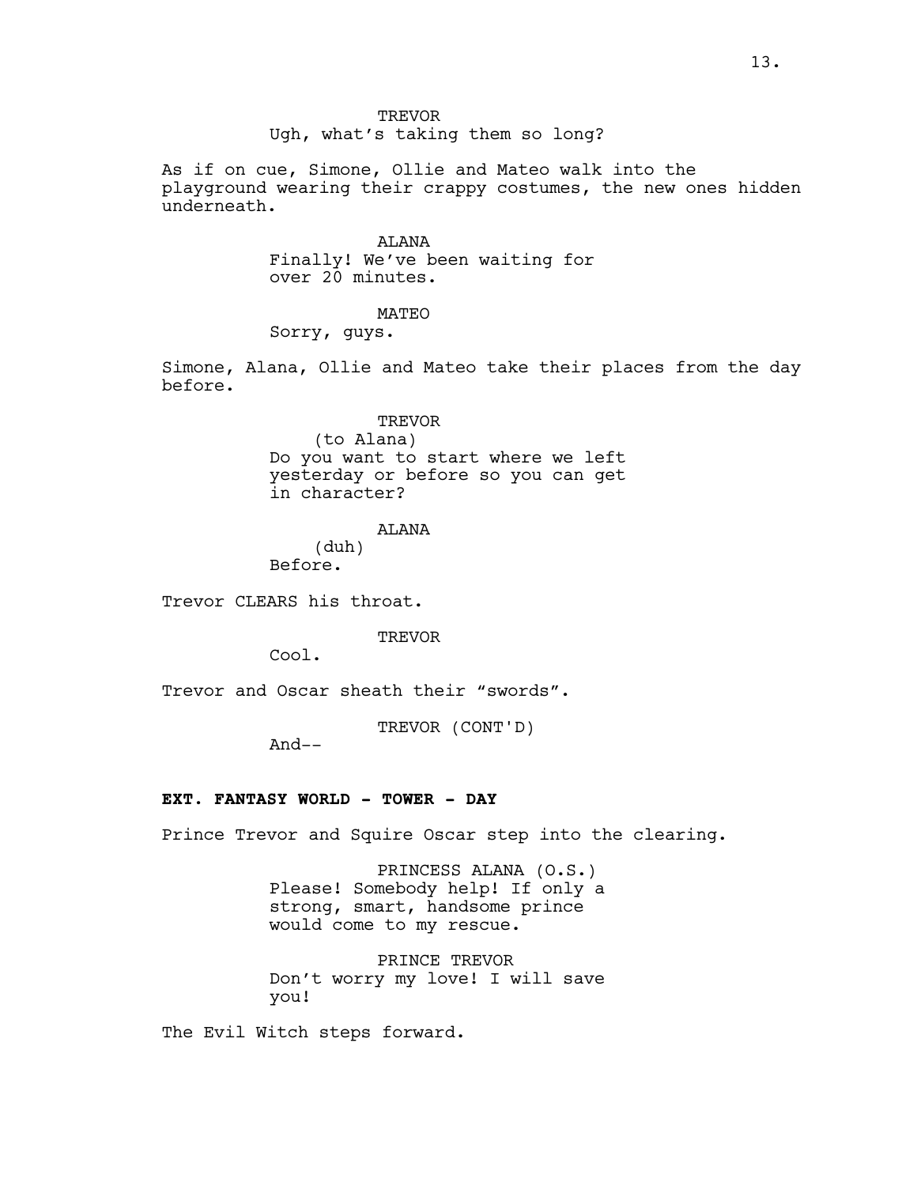TREVOR
Ugh, what's taking them so long?

As if on cue, Simone, Ollie and Mateo walk into the playground wearing their crappy costumes, the new ones hidden underneath.

ALANA
Finally! We've been waiting for over 20 minutes.

MATEO
Sorry, guys.

Simone, Alana, Ollie and Mateo take their places from the day before.

TREVOR
(to Alana)
Do you want to start where we left yesterday or before so you can get in character?

ALANA
(duh)
Before.

Trevor CLEARS his throat.

TREVOR
Cool.

Trevor and Oscar sheath their "swords".

TREVOR (CONT'D)
And--

**EXT. FANTASY WORLD - TOWER - DAY**

Prince Trevor and Squire Oscar step into the clearing.

PRINCESS ALANA (O.S.)
Please! Somebody help! If only a strong, smart, handsome prince would come to my rescue.

PRINCE TREVOR
Don't worry my love! I will save you!

The Evil Witch steps forward.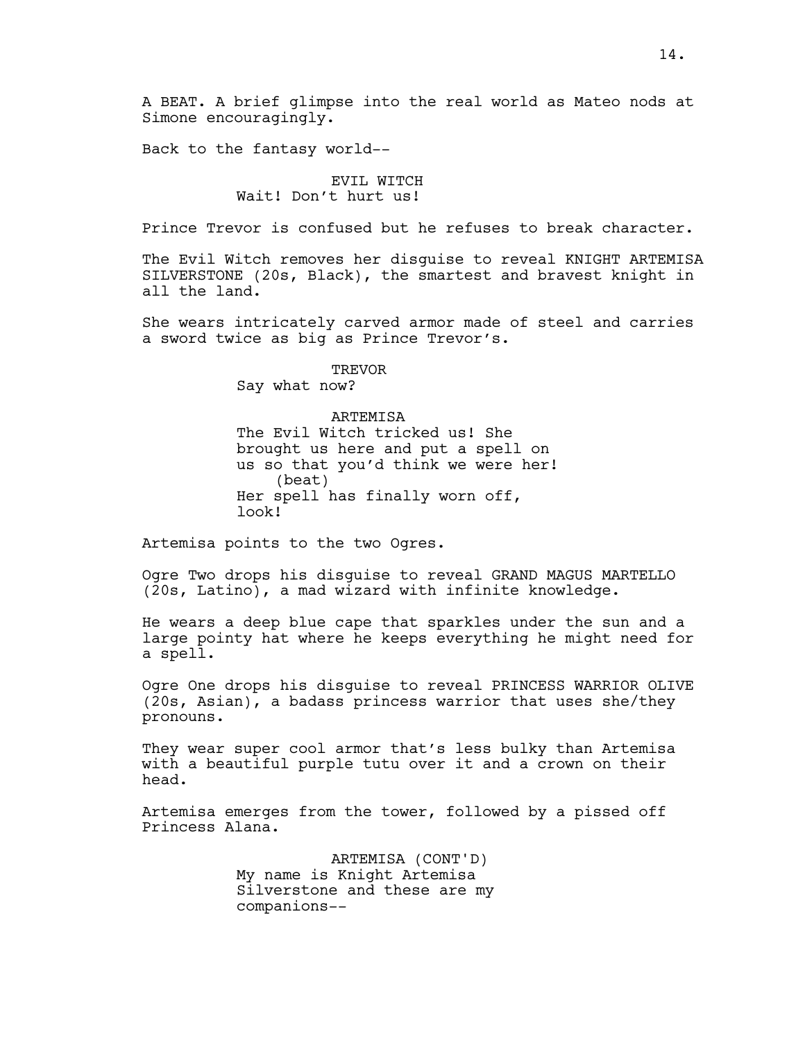A BEAT. A brief glimpse into the real world as Mateo nods at Simone encouragingly.

Back to the fantasy world--

EVIL WITCH
Wait! Don't hurt us!

Prince Trevor is confused but he refuses to break character.

The Evil Witch removes her disguise to reveal KNIGHT ARTEMISA SILVERSTONE (20s, Black), the smartest and bravest knight in all the land.

She wears intricately carved armor made of steel and carries a sword twice as big as Prince Trevor's.

TREVOR
Say what now?

ARTEMISA
The Evil Witch tricked us! She brought us here and put a spell on us so that you'd think we were her!
(beat)
Her spell has finally worn off, look!

Artemisa points to the two Ogres.

Ogre Two drops his disguise to reveal GRAND MAGUS MARTELLO (20s, Latino), a mad wizard with infinite knowledge.

He wears a deep blue cape that sparkles under the sun and a large pointy hat where he keeps everything he might need for a spell.

Ogre One drops his disguise to reveal PRINCESS WARRIOR OLIVE (20s, Asian), a badass princess warrior that uses she/they pronouns.

They wear super cool armor that's less bulky than Artemisa with a beautiful purple tutu over it and a crown on their head.

Artemisa emerges from the tower, followed by a pissed off Princess Alana.

ARTEMISA (CONT'D)
My name is Knight Artemisa Silverstone and these are my companions--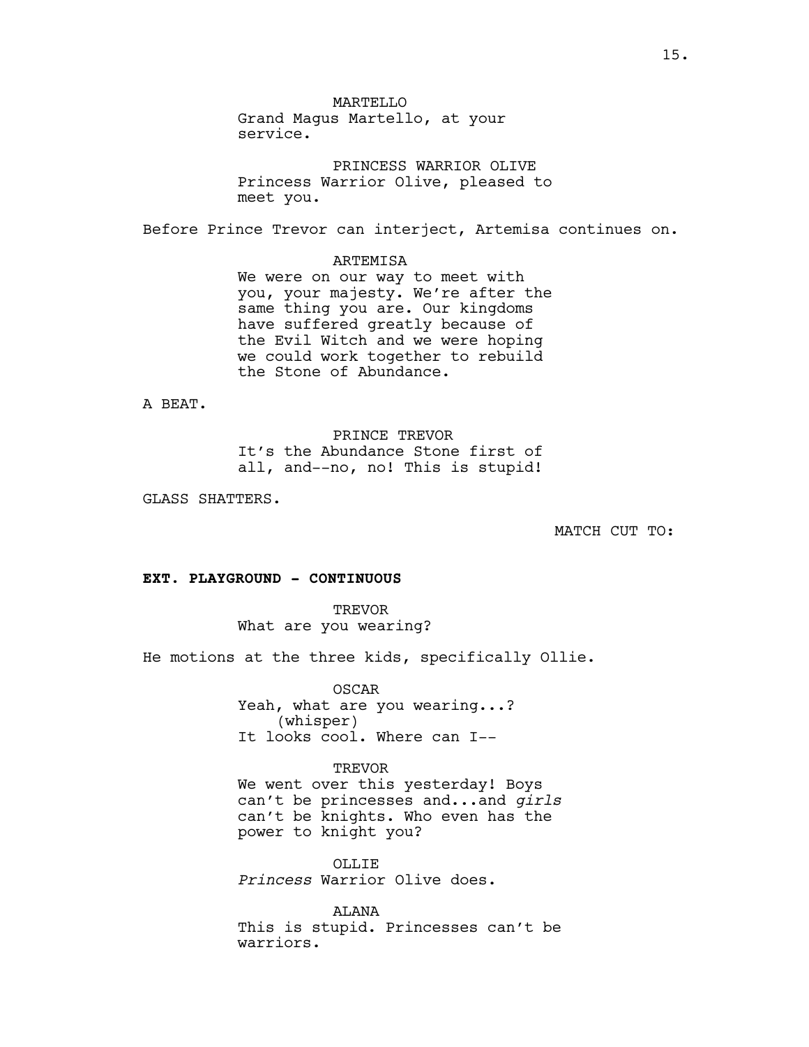MARTELLO
Grand Magus Martello, at your service.

PRINCESS WARRIOR OLIVE
Princess Warrior Olive, pleased to meet you.

Before Prince Trevor can interject, Artemisa continues on.

ARTEMISA
We were on our way to meet with you, your majesty. We're after the same thing you are. Our kingdoms have suffered greatly because of the Evil Witch and we were hoping we could work together to rebuild the Stone of Abundance.

A BEAT.

PRINCE TREVOR
It's the Abundance Stone first of all, and--no, no! This is stupid!

GLASS SHATTERS.

MATCH CUT TO:

**EXT. PLAYGROUND - CONTINUOUS**

TREVOR
What are you wearing?

He motions at the three kids, specifically Ollie.

OSCAR
Yeah, what are you wearing...?
(whisper)
It looks cool. Where can I--

TREVOR
We went over this yesterday! Boys can't be princesses and...and *girls* can't be knights. Who even has the power to knight you?

OLLIE
*Princess* Warrior Olive does.

ALANA
This is stupid. Princesses can't be warriors.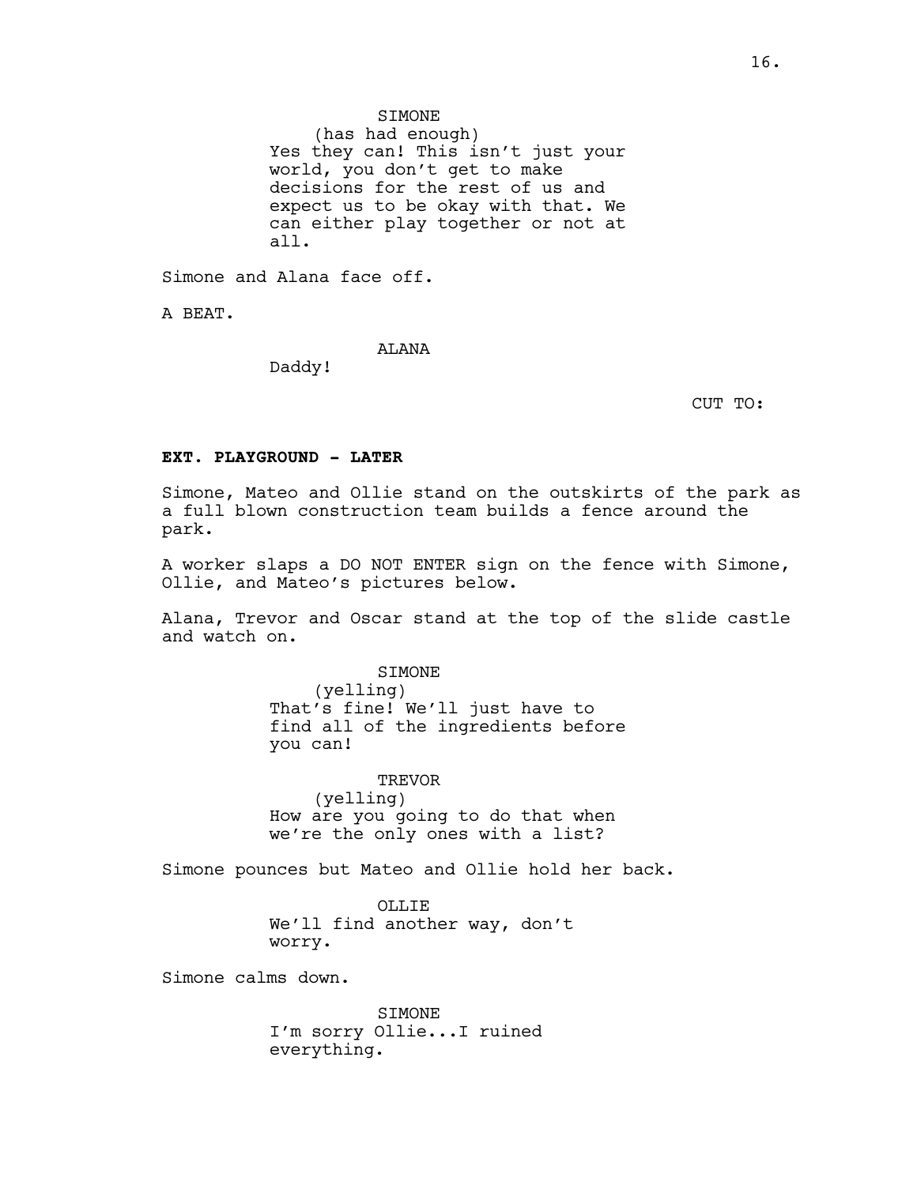SIMONE
(has had enough)
Yes they can! This isn't just your world, you don't get to make decisions for the rest of us and expect us to be okay with that. We can either play together or not at all.

Simone and Alana face off.

A BEAT.

ALANA
Daddy!

CUT TO:

**EXT. PLAYGROUND - LATER**

Simone, Mateo and Ollie stand on the outskirts of the park as a full blown construction team builds a fence around the park.

A worker slaps a DO NOT ENTER sign on the fence with Simone, Ollie, and Mateo's pictures below.

Alana, Trevor and Oscar stand at the top of the slide castle and watch on.

SIMONE
(yelling)
That's fine! We'll just have to find all of the ingredients before you can!

TREVOR
(yelling)
How are you going to do that when we're the only ones with a list?

Simone pounces but Mateo and Ollie hold her back.

OLLIE
We'll find another way, don't worry.

Simone calms down.

SIMONE
I'm sorry Ollie...I ruined everything.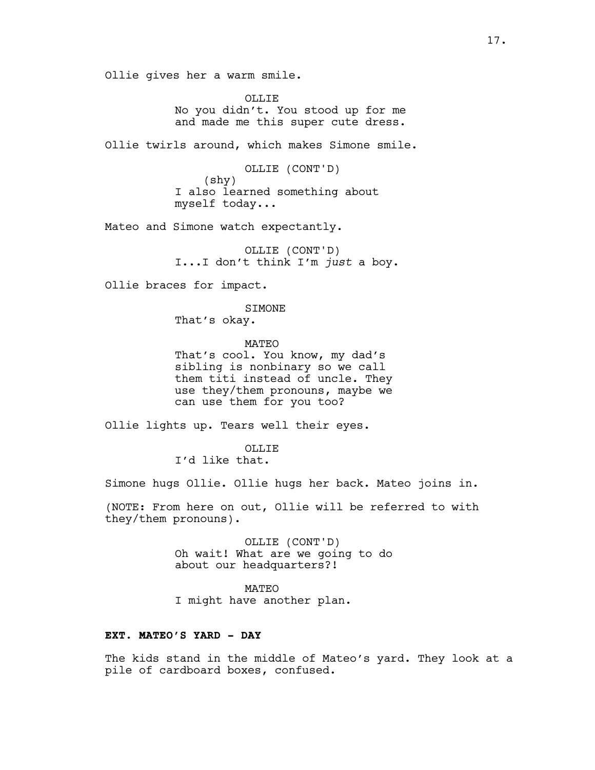Ollie gives her a warm smile.

OLLIE
No you didn't. You stood up for me and made me this super cute dress.

Ollie twirls around, which makes Simone smile.

OLLIE (CONT'D)
(shy)
I also learned something about myself today...

Mateo and Simone watch expectantly.

OLLIE (CONT'D)
I...I don't think I'm *just* a boy.

Ollie braces for impact.

SIMONE
That's okay.

MATEO
That's cool. You know, my dad's sibling is nonbinary so we call them titi instead of uncle. They use they/them pronouns, maybe we can use them for you too?

Ollie lights up. Tears well their eyes.

OLLIE
I'd like that.

Simone hugs Ollie. Ollie hugs her back. Mateo joins in.

(NOTE: From here on out, Ollie will be referred to with they/them pronouns).

OLLIE (CONT'D)
Oh wait! What are we going to do about our headquarters?!

MATEO
I might have another plan.

**EXT. MATEO'S YARD - DAY**

The kids stand in the middle of Mateo's yard. They look at a pile of cardboard boxes, confused.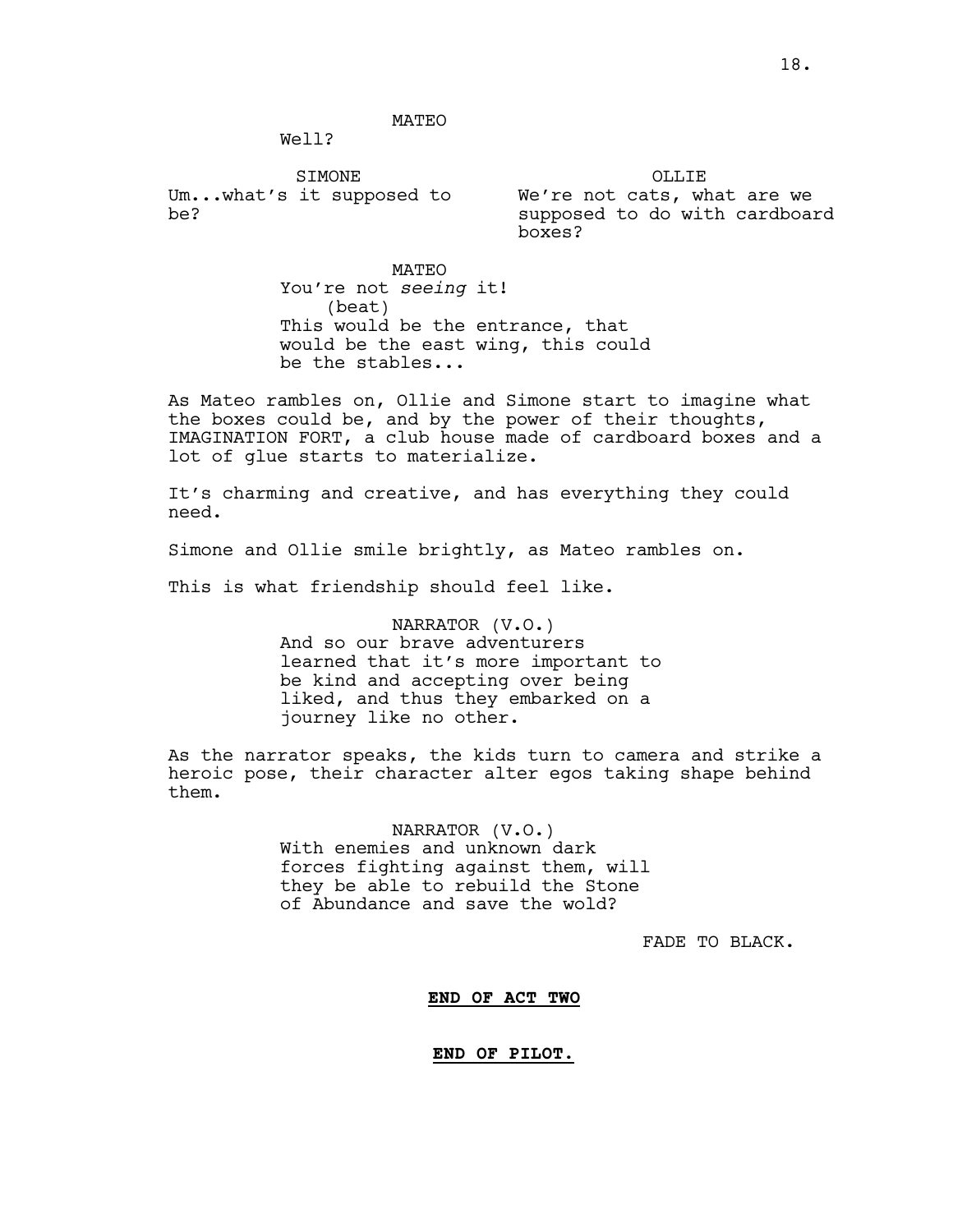MATEO

Well?

SIMONE

Um...what's it supposed to be?

OLLIE

We're not cats, what are we supposed to do with cardboard boxes?

MATEO

You're not *seeing* it!

(beat)

This would be the entrance, that would be the east wing, this could be the stables...

As Mateo rambles on, Ollie and Simone start to imagine what the boxes could be, and by the power of their thoughts, IMAGINATION FORT, a club house made of cardboard boxes and a lot of glue starts to materialize.

It's charming and creative, and has everything they could need.

Simone and Ollie smile brightly, as Mateo rambles on.

This is what friendship should feel like.

NARRATOR (V.O.)

And so our brave adventurers learned that it's more important to be kind and accepting over being liked, and thus they embarked on a journey like no other.

As the narrator speaks, the kids turn to camera and strike a heroic pose, their character alter egos taking shape behind them.

NARRATOR (V.O.)

With enemies and unknown dark forces fighting against them, will they be able to rebuild the Stone of Abundance and save the wold?

FADE TO BLACK.

**END OF ACT TWO**

**END OF PILOT.**